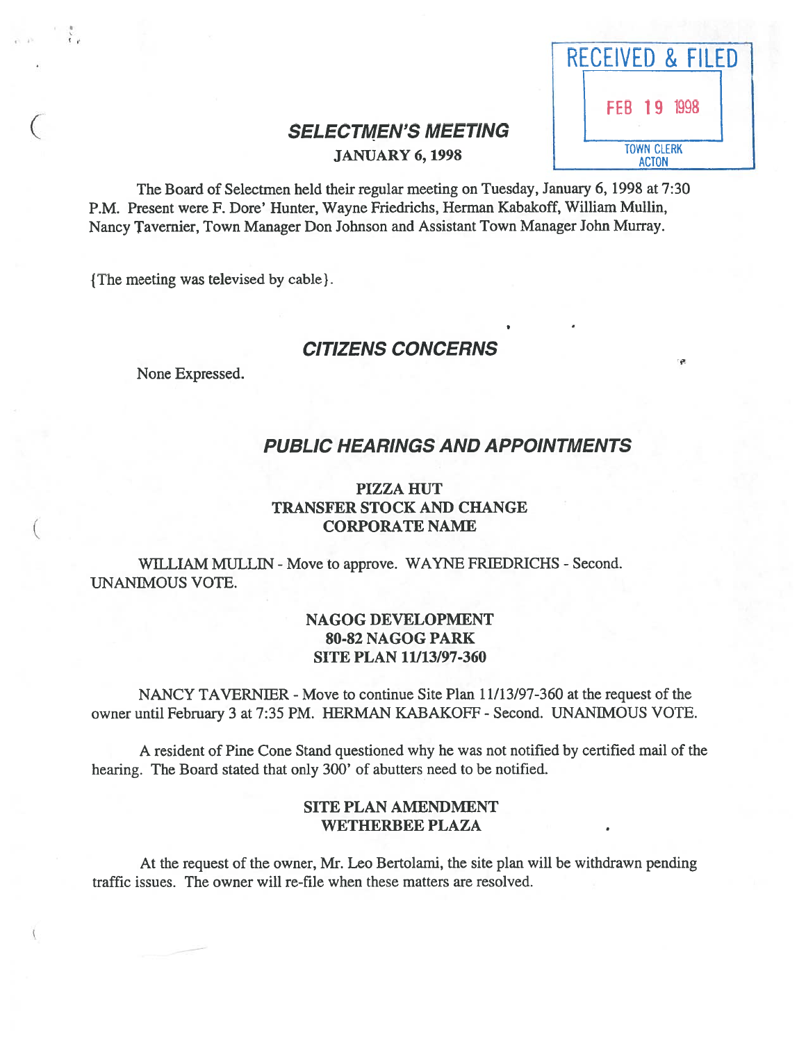RECEIVED & FILED

FEB 19 1998

TOWN CLERK
ACTON

# SELECTMEN'S MEETING

## JANUARY 6, 1998

The Board of Selectmen held their regular meeting on Tuesday, January 6, 1998 at 7:30 P.M. Present were F. Dore' Hunter, Wayne Friedrichs, Herman Kabakoff, William Mullin, Nancy Tavernier, Town Manager Don Johnson and Assistant Town Manager John Murray.

{The meeting was televised by cable}.

## CITIZENS CONCERNS

None Expressed.

## PUBLIC HEARINGS AND APPOINTMENTS

### PIZZA HUT
### TRANSFER STOCK AND CHANGE CORPORATE NAME

WILLIAM MULLIN - Move to approve. WAYNE FRIEDRICHS - Second. UNANIMOUS VOTE.

### NAGOG DEVELOPMENT
### 80-82 NAGOG PARK
### SITE PLAN 11/13/97-360

NANCY TAVERNIER - Move to continue Site Plan 11/13/97-360 at the request of the owner until February 3 at 7:35 PM. HERMAN KABAKOFF - Second. UNANIMOUS VOTE.

A resident of Pine Cone Stand questioned why he was not notified by certified mail of the hearing. The Board stated that only 300' of abutters need to be notified.

### SITE PLAN AMENDMENT
### WETHERBEE PLAZA

At the request of the owner, Mr. Leo Bertolami, the site plan will be withdrawn pending traffic issues. The owner will re-file when these matters are resolved.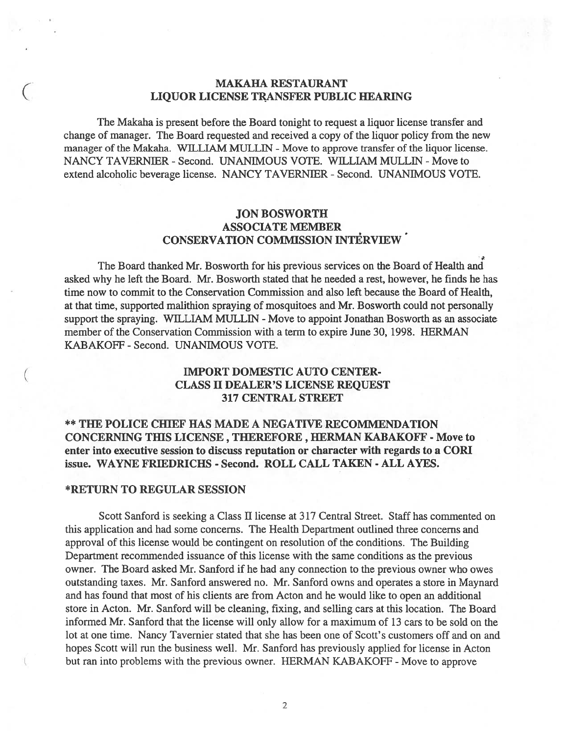## MAKAHA RESTAURANT
## LIQUOR LICENSE TRANSFER PUBLIC HEARING

The Makaha is present before the Board tonight to request a liquor license transfer and change of manager. The Board requested and received a copy of the liquor policy from the new manager of the Makaha. WILLIAM MULLIN - Move to approve transfer of the liquor license. NANCY TAVERNIER - Second. UNANIMOUS VOTE. WILLIAM MULLIN - Move to extend alcoholic beverage license. NANCY TAVERNIER - Second. UNANIMOUS VOTE.

## JON BOSWORTH
## ASSOCIATE MEMBER
## CONSERVATION COMMISSION INTERVIEW

The Board thanked Mr. Bosworth for his previous services on the Board of Health and asked why he left the Board. Mr. Bosworth stated that he needed a rest, however, he finds he has time now to commit to the Conservation Commission and also left because the Board of Health, at that time, supported malithion spraying of mosquitoes and Mr. Bosworth could not personally support the spraying. WILLIAM MULLIN - Move to appoint Jonathan Bosworth as an associate member of the Conservation Commission with a term to expire June 30, 1998. HERMAN KABAKOFF - Second. UNANIMOUS VOTE.

## IMPORT DOMESTIC AUTO CENTER-
## CLASS II DEALER'S LICENSE REQUEST
## 317 CENTRAL STREET

**** THE POLICE CHIEF HAS MADE A NEGATIVE RECOMMENDATION CONCERNING THIS LICENSE , THEREFORE , HERMAN KABAKOFF - Move to enter into executive session to discuss reputation or character with regards to a CORI issue. WAYNE FRIEDRICHS - Second. ROLL CALL TAKEN - ALL AYES.**

**\*RETURN TO REGULAR SESSION**

Scott Sanford is seeking a Class II license at 317 Central Street. Staff has commented on this application and had some concerns. The Health Department outlined three concerns and approval of this license would be contingent on resolution of the conditions. The Building Department recommended issuance of this license with the same conditions as the previous owner. The Board asked Mr. Sanford if he had any connection to the previous owner who owes outstanding taxes. Mr. Sanford answered no. Mr. Sanford owns and operates a store in Maynard and has found that most of his clients are from Acton and he would like to open an additional store in Acton. Mr. Sanford will be cleaning, fixing, and selling cars at this location. The Board informed Mr. Sanford that the license will only allow for a maximum of 13 cars to be sold on the lot at one time. Nancy Tavernier stated that she has been one of Scott's customers off and on and hopes Scott will run the business well. Mr. Sanford has previously applied for license in Acton but ran into problems with the previous owner. HERMAN KABAKOFF - Move to approve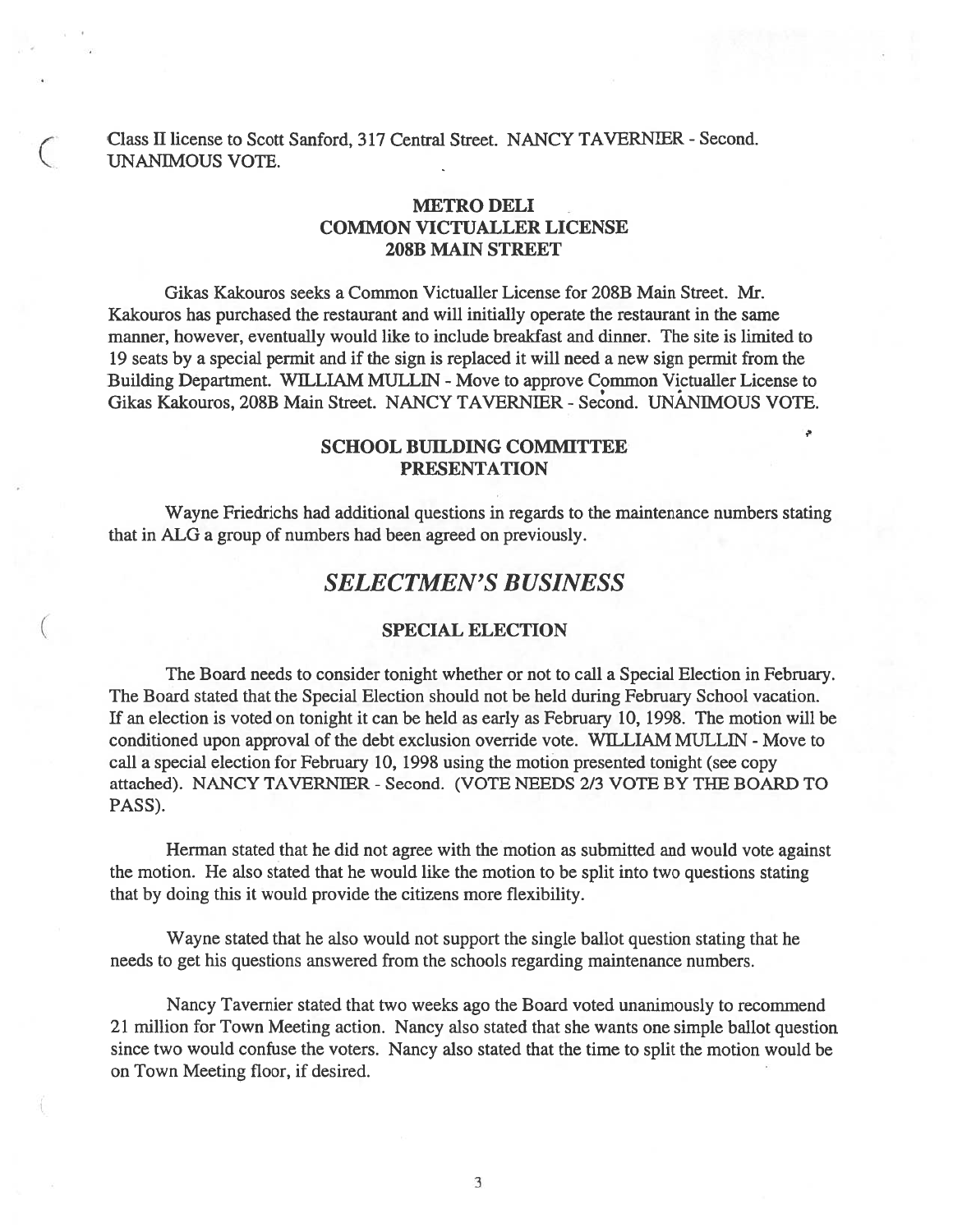Class II license to Scott Sanford, 317 Central Street. NANCY TAVERNIER - Second. UNANIMOUS VOTE.

### METRO DELI
### COMMON VICTUALLER LICENSE
### 208B MAIN STREET

Gikas Kakouros seeks a Common Victualler License for 208B Main Street. Mr. Kakouros has purchased the restaurant and will initially operate the restaurant in the same manner, however, eventually would like to include breakfast and dinner. The site is limited to 19 seats by a special permit and if the sign is replaced it will need a new sign permit from the Building Department. WILLIAM MULLIN - Move to approve Common Victualler License to Gikas Kakouros, 208B Main Street. NANCY TAVERNIER - Second. UNANIMOUS VOTE.

### SCHOOL BUILDING COMMITTEE
### PRESENTATION

Wayne Friedrichs had additional questions in regards to the maintenance numbers stating that in ALG a group of numbers had been agreed on previously.

## *SELECTMEN'S BUSINESS*

### SPECIAL ELECTION

The Board needs to consider tonight whether or not to call a Special Election in February. The Board stated that the Special Election should not be held during February School vacation. If an election is voted on tonight it can be held as early as February 10, 1998. The motion will be conditioned upon approval of the debt exclusion override vote. WILLIAM MULLIN - Move to call a special election for February 10, 1998 using the motion presented tonight (see copy attached). NANCY TAVERNIER - Second. (VOTE NEEDS 2/3 VOTE BY THE BOARD TO PASS).

Herman stated that he did not agree with the motion as submitted and would vote against the motion. He also stated that he would like the motion to be split into two questions stating that by doing this it would provide the citizens more flexibility.

Wayne stated that he also would not support the single ballot question stating that he needs to get his questions answered from the schools regarding maintenance numbers.

Nancy Tavernier stated that two weeks ago the Board voted unanimously to recommend 21 million for Town Meeting action. Nancy also stated that she wants one simple ballot question since two would confuse the voters. Nancy also stated that the time to split the motion would be on Town Meeting floor, if desired.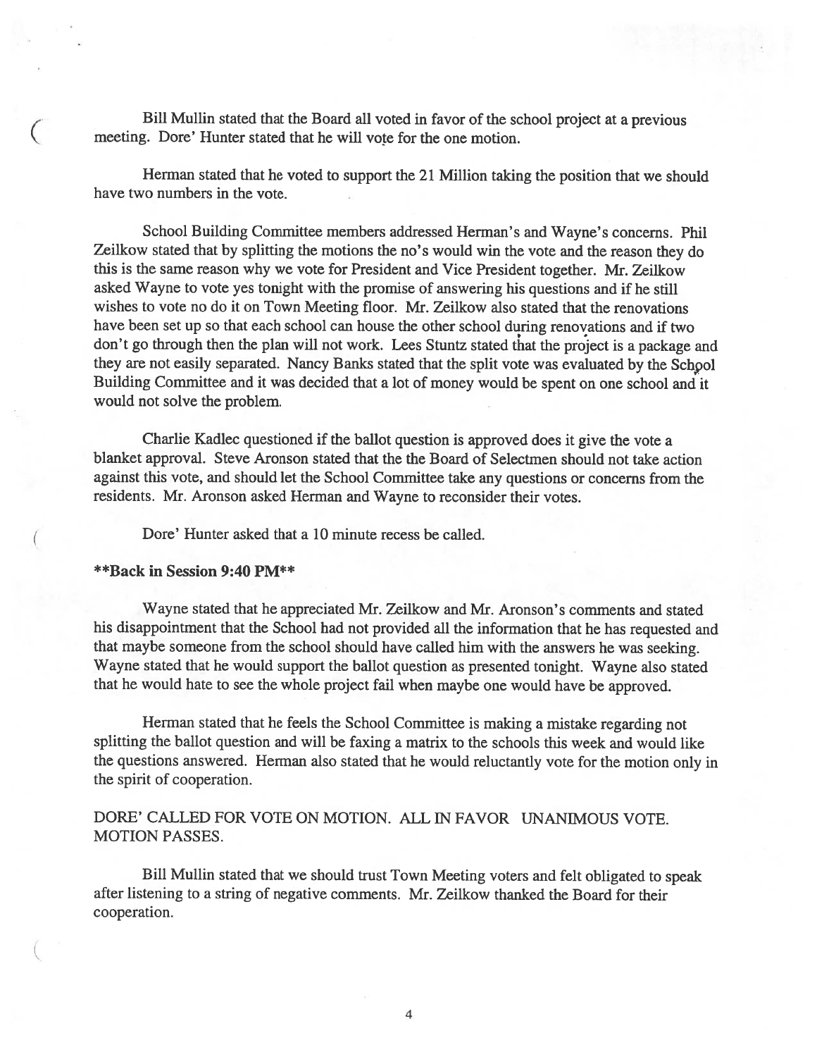Bill Mullin stated that the Board all voted in favor of the school project at a previous meeting. Dore' Hunter stated that he will vote for the one motion.

Herman stated that he voted to support the 21 Million taking the position that we should have two numbers in the vote.

School Building Committee members addressed Herman's and Wayne's concerns. Phil Zeilkow stated that by splitting the motions the no's would win the vote and the reason they do this is the same reason why we vote for President and Vice President together. Mr. Zeilkow asked Wayne to vote yes tonight with the promise of answering his questions and if he still wishes to vote no do it on Town Meeting floor. Mr. Zeilkow also stated that the renovations have been set up so that each school can house the other school during renovations and if two don't go through then the plan will not work. Lees Stuntz stated that the project is a package and they are not easily separated. Nancy Banks stated that the split vote was evaluated by the School Building Committee and it was decided that a lot of money would be spent on one school and it would not solve the problem.

Charlie Kadlec questioned if the ballot question is approved does it give the vote a blanket approval. Steve Aronson stated that the the Board of Selectmen should not take action against this vote, and should let the School Committee take any questions or concerns from the residents. Mr. Aronson asked Herman and Wayne to reconsider their votes.

Dore' Hunter asked that a 10 minute recess be called.

**Back in Session 9:40 PM**

Wayne stated that he appreciated Mr. Zeilkow and Mr. Aronson's comments and stated his disappointment that the School had not provided all the information that he has requested and that maybe someone from the school should have called him with the answers he was seeking. Wayne stated that he would support the ballot question as presented tonight. Wayne also stated that he would hate to see the whole project fail when maybe one would have be approved.

Herman stated that he feels the School Committee is making a mistake regarding not splitting the ballot question and will be faxing a matrix to the schools this week and would like the questions answered. Herman also stated that he would reluctantly vote for the motion only in the spirit of cooperation.

DORE' CALLED FOR VOTE ON MOTION. ALL IN FAVOR UNANIMOUS VOTE. MOTION PASSES.

Bill Mullin stated that we should trust Town Meeting voters and felt obligated to speak after listening to a string of negative comments. Mr. Zeilkow thanked the Board for their cooperation.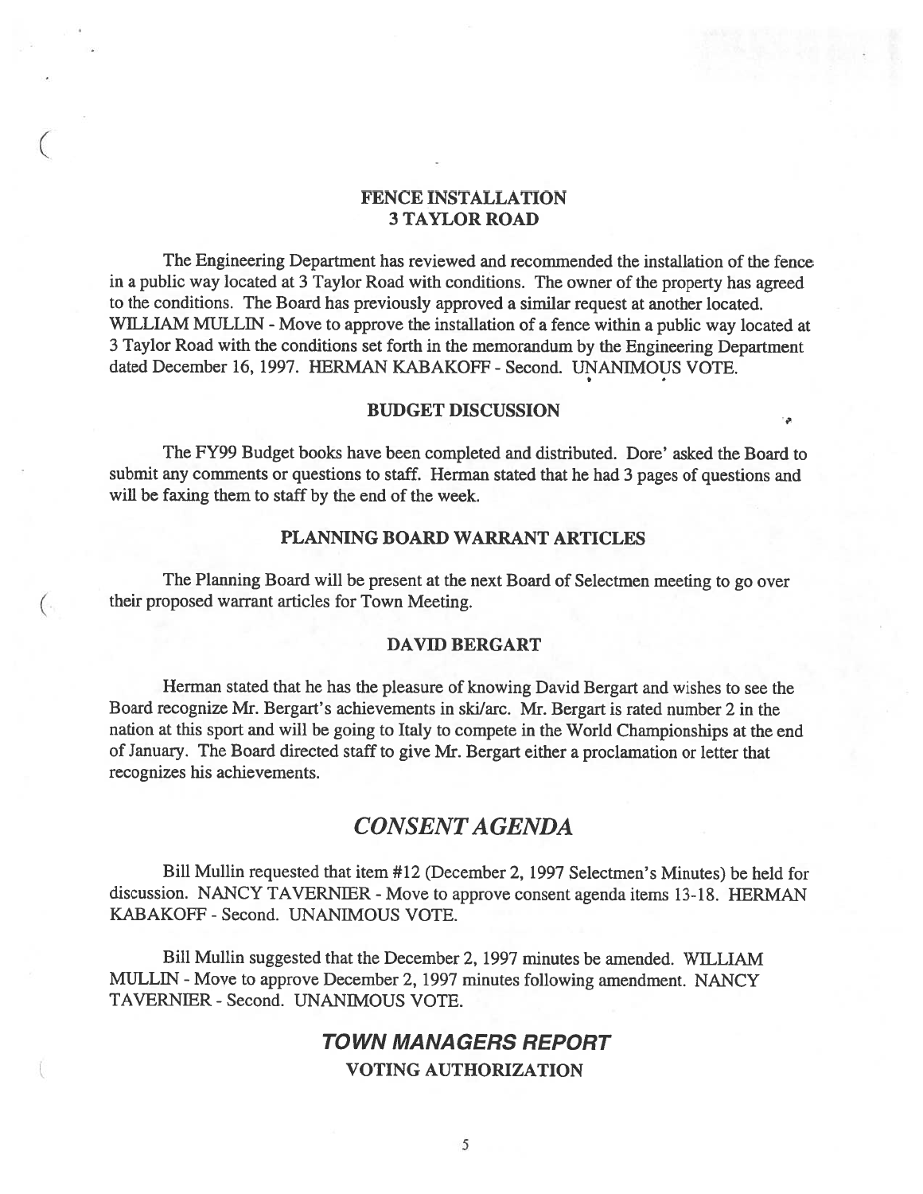## FENCE INSTALLATION 3 TAYLOR ROAD

The Engineering Department has reviewed and recommended the installation of the fence in a public way located at 3 Taylor Road with conditions. The owner of the property has agreed to the conditions. The Board has previously approved a similar request at another located. WILLIAM MULLIN - Move to approve the installation of a fence within a public way located at 3 Taylor Road with the conditions set forth in the memorandum by the Engineering Department dated December 16, 1997. HERMAN KABAKOFF - Second. UNANIMOUS VOTE.

## BUDGET DISCUSSION

The FY99 Budget books have been completed and distributed. Dore' asked the Board to submit any comments or questions to staff. Herman stated that he had 3 pages of questions and will be faxing them to staff by the end of the week.

## PLANNING BOARD WARRANT ARTICLES

The Planning Board will be present at the next Board of Selectmen meeting to go over their proposed warrant articles for Town Meeting.

## DAVID BERGART

Herman stated that he has the pleasure of knowing David Bergart and wishes to see the Board recognize Mr. Bergart's achievements in ski/arc. Mr. Bergart is rated number 2 in the nation at this sport and will be going to Italy to compete in the World Championships at the end of January. The Board directed staff to give Mr. Bergart either a proclamation or letter that recognizes his achievements.

# *CONSENT AGENDA*

Bill Mullin requested that item #12 (December 2, 1997 Selectmen's Minutes) be held for discussion. NANCY TAVERNIER - Move to approve consent agenda items 13-18. HERMAN KABAKOFF - Second. UNANIMOUS VOTE.

Bill Mullin suggested that the December 2, 1997 minutes be amended. WILLIAM MULLIN - Move to approve December 2, 1997 minutes following amendment. NANCY TAVERNIER - Second. UNANIMOUS VOTE.

# *TOWN MANAGERS REPORT*

## VOTING AUTHORIZATION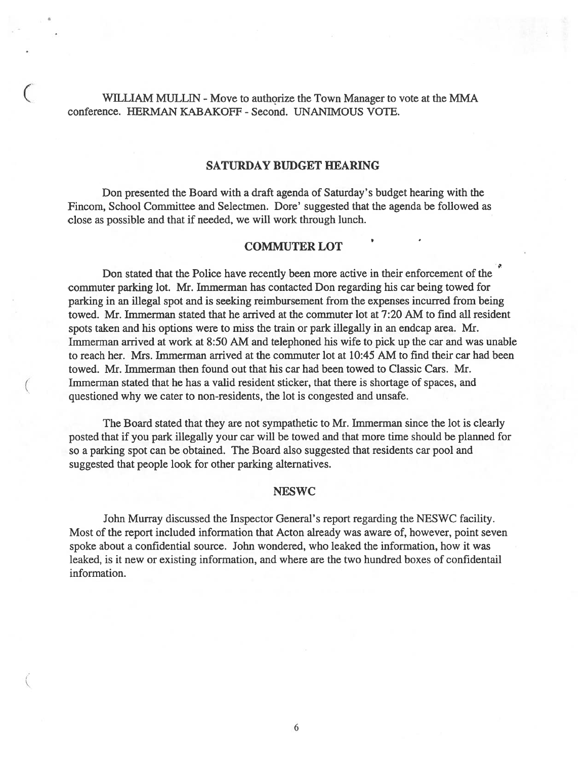WILLIAM MULLIN - Move to authorize the Town Manager to vote at the MMA conference. HERMAN KABAKOFF - Second. UNANIMOUS VOTE.

## SATURDAY BUDGET HEARING

Don presented the Board with a draft agenda of Saturday's budget hearing with the Fincom, School Committee and Selectmen. Dore' suggested that the agenda be followed as close as possible and that if needed, we will work through lunch.

## COMMUTER LOT

Don stated that the Police have recently been more active in their enforcement of the commuter parking lot. Mr. Immerman has contacted Don regarding his car being towed for parking in an illegal spot and is seeking reimbursement from the expenses incurred from being towed. Mr. Immerman stated that he arrived at the commuter lot at 7:20 AM to find all resident spots taken and his options were to miss the train or park illegally in an endcap area. Mr. Immerman arrived at work at 8:50 AM and telephoned his wife to pick up the car and was unable to reach her. Mrs. Immerman arrived at the commuter lot at 10:45 AM to find their car had been towed. Mr. Immerman then found out that his car had been towed to Classic Cars. Mr. Immerman stated that he has a valid resident sticker, that there is shortage of spaces, and questioned why we cater to non-residents, the lot is congested and unsafe.

The Board stated that they are not sympathetic to Mr. Immerman since the lot is clearly posted that if you park illegally your car will be towed and that more time should be planned for so a parking spot can be obtained. The Board also suggested that residents car pool and suggested that people look for other parking alternatives.

## NESWC

John Murray discussed the Inspector General's report regarding the NESWC facility. Most of the report included information that Acton already was aware of, however, point seven spoke about a confidential source. John wondered, who leaked the information, how it was leaked, is it new or existing information, and where are the two hundred boxes of confidentail information.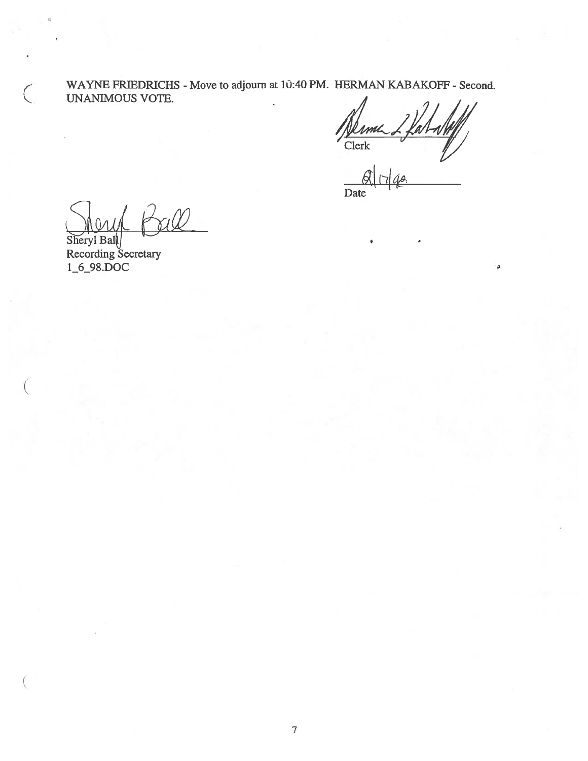WAYNE FRIEDRICHS - Move to adjourn at 10:40 PM. HERMAN KABAKOFF - Second. UNANIMOUS VOTE.

Clerk

2/17/98

Date

Sheryl Ball
Recording Secretary
1_6_98.DOC